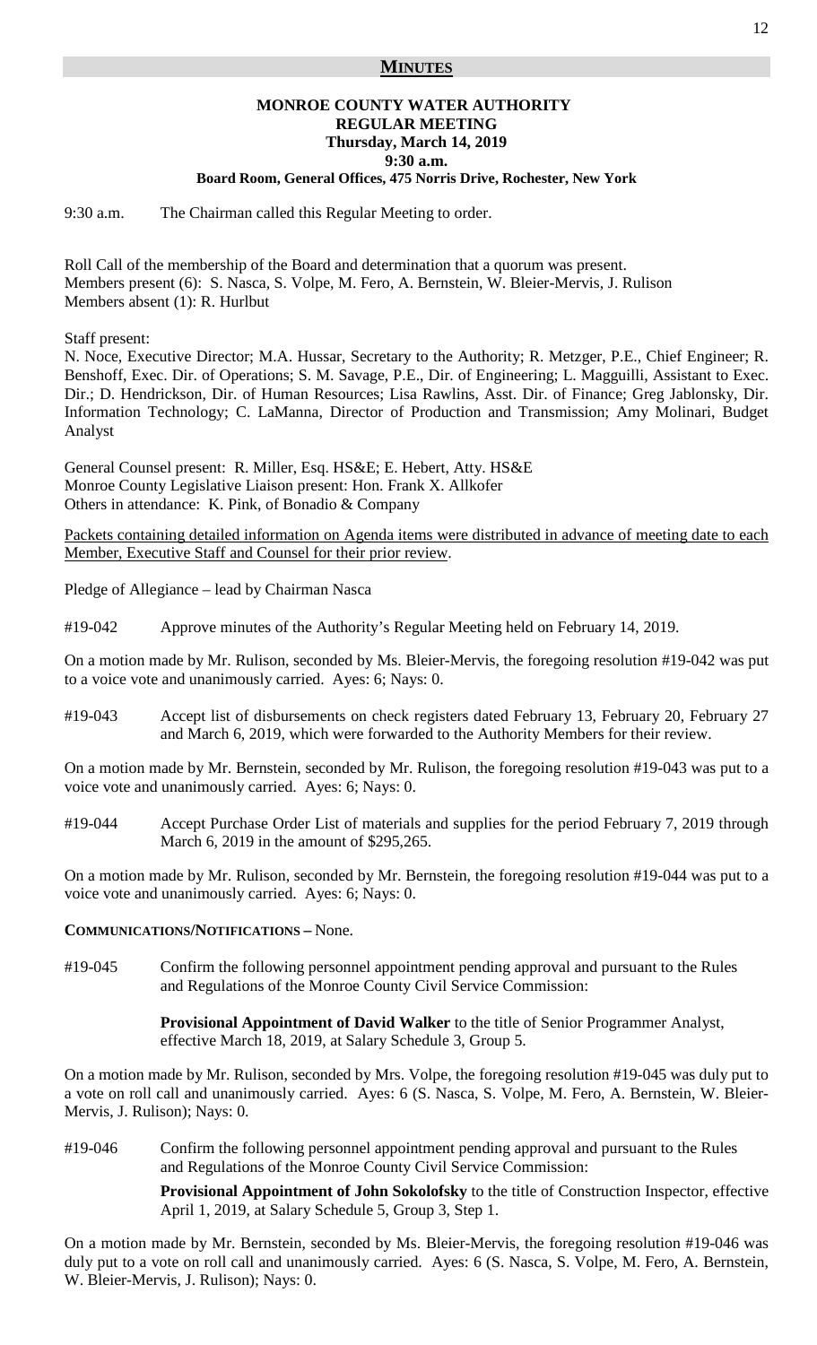## MINUTES

**MONROE COUNTY WATER AUTHORITY**
**REGULAR MEETING**
**Thursday, March 14, 2019**
**9:30 a.m.**
**Board Room, General Offices, 475 Norris Drive, Rochester, New York**

9:30 a.m. The Chairman called this Regular Meeting to order.

Roll Call of the membership of the Board and determination that a quorum was present.
Members present (6): S. Nasca, S. Volpe, M. Fero, A. Bernstein, W. Bleier-Mervis, J. Rulison
Members absent (1): R. Hurlbut

Staff present:
N. Noce, Executive Director; M.A. Hussar, Secretary to the Authority; R. Metzger, P.E., Chief Engineer; R. Benshoff, Exec. Dir. of Operations; S. M. Savage, P.E., Dir. of Engineering; L. Magguilli, Assistant to Exec. Dir.; D. Hendrickson, Dir. of Human Resources; Lisa Rawlins, Asst. Dir. of Finance; Greg Jablonsky, Dir. Information Technology; C. LaManna, Director of Production and Transmission; Amy Molinari, Budget Analyst

General Counsel present: R. Miller, Esq. HS&E; E. Hebert, Atty. HS&E
Monroe County Legislative Liaison present: Hon. Frank X. Allkofer
Others in attendance: K. Pink, of Bonadio & Company

Packets containing detailed information on Agenda items were distributed in advance of meeting date to each Member, Executive Staff and Counsel for their prior review.

Pledge of Allegiance – lead by Chairman Nasca

#19-042 Approve minutes of the Authority's Regular Meeting held on February 14, 2019.

On a motion made by Mr. Rulison, seconded by Ms. Bleier-Mervis, the foregoing resolution #19-042 was put to a voice vote and unanimously carried. Ayes: 6; Nays: 0.

#19-043 Accept list of disbursements on check registers dated February 13, February 20, February 27 and March 6, 2019, which were forwarded to the Authority Members for their review.

On a motion made by Mr. Bernstein, seconded by Mr. Rulison, the foregoing resolution #19-043 was put to a voice vote and unanimously carried. Ayes: 6; Nays: 0.

#19-044 Accept Purchase Order List of materials and supplies for the period February 7, 2019 through March 6, 2019 in the amount of $295,265.

On a motion made by Mr. Rulison, seconded by Mr. Bernstein, the foregoing resolution #19-044 was put to a voice vote and unanimously carried. Ayes: 6; Nays: 0.

**COMMUNICATIONS/NOTIFICATIONS –** None.

#19-045 Confirm the following personnel appointment pending approval and pursuant to the Rules and Regulations of the Monroe County Civil Service Commission:

**Provisional Appointment of David Walker** to the title of Senior Programmer Analyst, effective March 18, 2019, at Salary Schedule 3, Group 5.

On a motion made by Mr. Rulison, seconded by Mrs. Volpe, the foregoing resolution #19-045 was duly put to a vote on roll call and unanimously carried. Ayes: 6 (S. Nasca, S. Volpe, M. Fero, A. Bernstein, W. Bleier-Mervis, J. Rulison); Nays: 0.

#19-046 Confirm the following personnel appointment pending approval and pursuant to the Rules and Regulations of the Monroe County Civil Service Commission:

**Provisional Appointment of John Sokolofsky** to the title of Construction Inspector, effective April 1, 2019, at Salary Schedule 5, Group 3, Step 1.

On a motion made by Mr. Bernstein, seconded by Ms. Bleier-Mervis, the foregoing resolution #19-046 was duly put to a vote on roll call and unanimously carried. Ayes: 6 (S. Nasca, S. Volpe, M. Fero, A. Bernstein, W. Bleier-Mervis, J. Rulison); Nays: 0.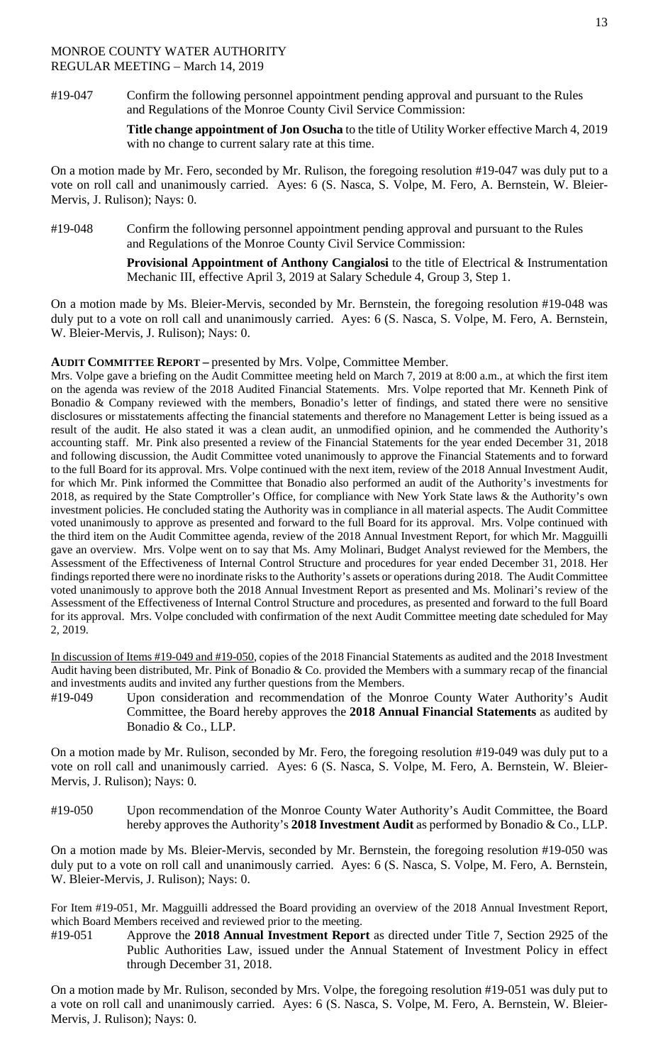MONROE COUNTY WATER AUTHORITY
REGULAR MEETING – March 14, 2019

#19-047 Confirm the following personnel appointment pending approval and pursuant to the Rules and Regulations of the Monroe County Civil Service Commission:

**Title change appointment of Jon Osucha** to the title of Utility Worker effective March 4, 2019 with no change to current salary rate at this time.

On a motion made by Mr. Fero, seconded by Mr. Rulison, the foregoing resolution #19-047 was duly put to a vote on roll call and unanimously carried. Ayes: 6 (S. Nasca, S. Volpe, M. Fero, A. Bernstein, W. Bleier-Mervis, J. Rulison); Nays: 0.

#19-048 Confirm the following personnel appointment pending approval and pursuant to the Rules and Regulations of the Monroe County Civil Service Commission:

**Provisional Appointment of Anthony Cangialosi** to the title of Electrical & Instrumentation Mechanic III, effective April 3, 2019 at Salary Schedule 4, Group 3, Step 1.

On a motion made by Ms. Bleier-Mervis, seconded by Mr. Bernstein, the foregoing resolution #19-048 was duly put to a vote on roll call and unanimously carried. Ayes: 6 (S. Nasca, S. Volpe, M. Fero, A. Bernstein, W. Bleier-Mervis, J. Rulison); Nays: 0.

**AUDIT COMMITTEE REPORT –** presented by Mrs. Volpe, Committee Member.

Mrs. Volpe gave a briefing on the Audit Committee meeting held on March 7, 2019 at 8:00 a.m., at which the first item on the agenda was review of the 2018 Audited Financial Statements. Mrs. Volpe reported that Mr. Kenneth Pink of Bonadio & Company reviewed with the members, Bonadio's letter of findings, and stated there were no sensitive disclosures or misstatements affecting the financial statements and therefore no Management Letter is being issued as a result of the audit. He also stated it was a clean audit, an unmodified opinion, and he commended the Authority's accounting staff. Mr. Pink also presented a review of the Financial Statements for the year ended December 31, 2018 and following discussion, the Audit Committee voted unanimously to approve the Financial Statements and to forward to the full Board for its approval. Mrs. Volpe continued with the next item, review of the 2018 Annual Investment Audit, for which Mr. Pink informed the Committee that Bonadio also performed an audit of the Authority's investments for 2018, as required by the State Comptroller's Office, for compliance with New York State laws & the Authority's own investment policies. He concluded stating the Authority was in compliance in all material aspects. The Audit Committee voted unanimously to approve as presented and forward to the full Board for its approval. Mrs. Volpe continued with the third item on the Audit Committee agenda, review of the 2018 Annual Investment Report, for which Mr. Magguilli gave an overview. Mrs. Volpe went on to say that Ms. Amy Molinari, Budget Analyst reviewed for the Members, the Assessment of the Effectiveness of Internal Control Structure and procedures for year ended December 31, 2018. Her findings reported there were no inordinate risks to the Authority's assets or operations during 2018. The Audit Committee voted unanimously to approve both the 2018 Annual Investment Report as presented and Ms. Molinari's review of the Assessment of the Effectiveness of Internal Control Structure and procedures, as presented and forward to the full Board for its approval. Mrs. Volpe concluded with confirmation of the next Audit Committee meeting date scheduled for May 2, 2019.

In discussion of Items #19-049 and #19-050, copies of the 2018 Financial Statements as audited and the 2018 Investment Audit having been distributed, Mr. Pink of Bonadio & Co. provided the Members with a summary recap of the financial and investments audits and invited any further questions from the Members.

#19-049 Upon consideration and recommendation of the Monroe County Water Authority's Audit Committee, the Board hereby approves the **2018 Annual Financial Statements** as audited by Bonadio & Co., LLP.

On a motion made by Mr. Rulison, seconded by Mr. Fero, the foregoing resolution #19-049 was duly put to a vote on roll call and unanimously carried. Ayes: 6 (S. Nasca, S. Volpe, M. Fero, A. Bernstein, W. Bleier-Mervis, J. Rulison); Nays: 0.

#19-050 Upon recommendation of the Monroe County Water Authority's Audit Committee, the Board hereby approves the Authority's **2018 Investment Audit** as performed by Bonadio & Co., LLP.

On a motion made by Ms. Bleier-Mervis, seconded by Mr. Bernstein, the foregoing resolution #19-050 was duly put to a vote on roll call and unanimously carried. Ayes: 6 (S. Nasca, S. Volpe, M. Fero, A. Bernstein, W. Bleier-Mervis, J. Rulison); Nays: 0.

For Item #19-051, Mr. Magguilli addressed the Board providing an overview of the 2018 Annual Investment Report, which Board Members received and reviewed prior to the meeting.

#19-051 Approve the **2018 Annual Investment Report** as directed under Title 7, Section 2925 of the Public Authorities Law, issued under the Annual Statement of Investment Policy in effect through December 31, 2018.

On a motion made by Mr. Rulison, seconded by Mrs. Volpe, the foregoing resolution #19-051 was duly put to a vote on roll call and unanimously carried. Ayes: 6 (S. Nasca, S. Volpe, M. Fero, A. Bernstein, W. Bleier-Mervis, J. Rulison); Nays: 0.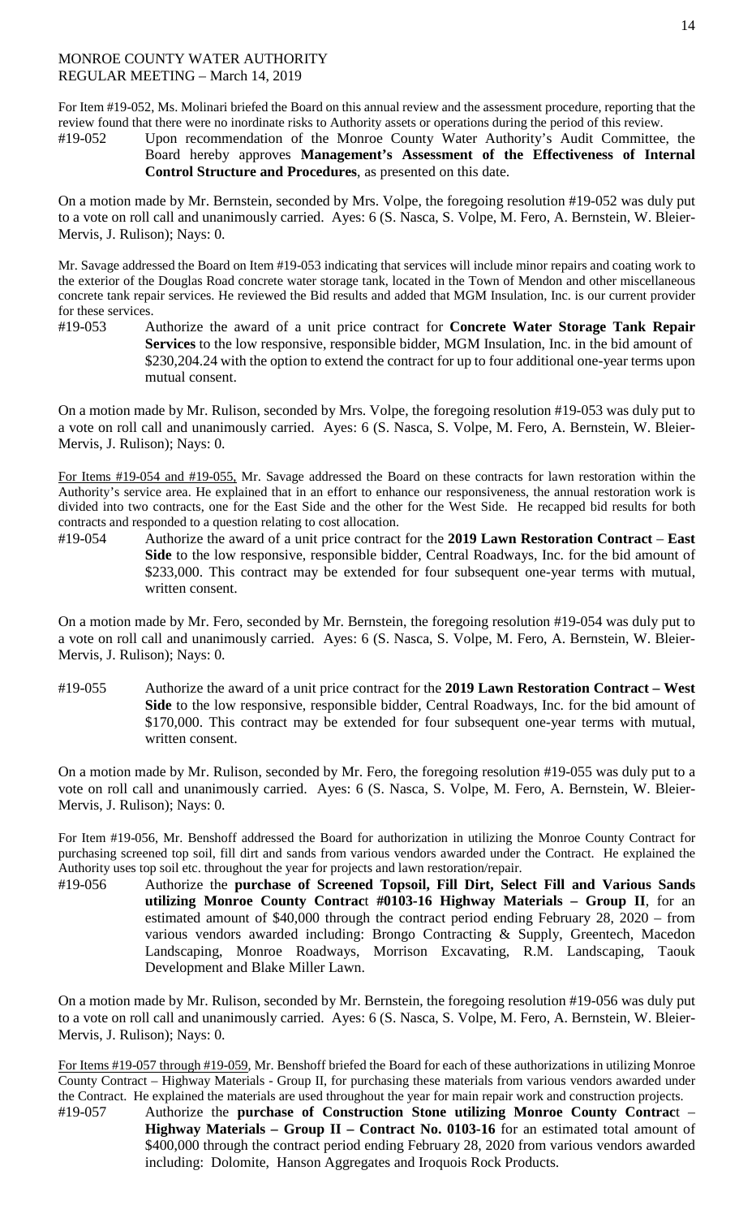MONROE COUNTY WATER AUTHORITY
REGULAR MEETING – March 14, 2019

For Item #19-052, Ms. Molinari briefed the Board on this annual review and the assessment procedure, reporting that the review found that there were no inordinate risks to Authority assets or operations during the period of this review.

#19-052 Upon recommendation of the Monroe County Water Authority's Audit Committee, the Board hereby approves **Management's Assessment of the Effectiveness of Internal Control Structure and Procedures**, as presented on this date.

On a motion made by Mr. Bernstein, seconded by Mrs. Volpe, the foregoing resolution #19-052 was duly put to a vote on roll call and unanimously carried. Ayes: 6 (S. Nasca, S. Volpe, M. Fero, A. Bernstein, W. Bleier-Mervis, J. Rulison); Nays: 0.

Mr. Savage addressed the Board on Item #19-053 indicating that services will include minor repairs and coating work to the exterior of the Douglas Road concrete water storage tank, located in the Town of Mendon and other miscellaneous concrete tank repair services. He reviewed the Bid results and added that MGM Insulation, Inc. is our current provider for these services.

#19-053 Authorize the award of a unit price contract for **Concrete Water Storage Tank Repair Services** to the low responsive, responsible bidder, MGM Insulation, Inc. in the bid amount of $230,204.24 with the option to extend the contract for up to four additional one-year terms upon mutual consent.

On a motion made by Mr. Rulison, seconded by Mrs. Volpe, the foregoing resolution #19-053 was duly put to a vote on roll call and unanimously carried. Ayes: 6 (S. Nasca, S. Volpe, M. Fero, A. Bernstein, W. Bleier-Mervis, J. Rulison); Nays: 0.

For Items #19-054 and #19-055, Mr. Savage addressed the Board on these contracts for lawn restoration within the Authority's service area. He explained that in an effort to enhance our responsiveness, the annual restoration work is divided into two contracts, one for the East Side and the other for the West Side. He recapped bid results for both contracts and responded to a question relating to cost allocation.

#19-054 Authorize the award of a unit price contract for the **2019 Lawn Restoration Contract – East Side** to the low responsive, responsible bidder, Central Roadways, Inc. for the bid amount of $233,000. This contract may be extended for four subsequent one-year terms with mutual, written consent.

On a motion made by Mr. Fero, seconded by Mr. Bernstein, the foregoing resolution #19-054 was duly put to a vote on roll call and unanimously carried. Ayes: 6 (S. Nasca, S. Volpe, M. Fero, A. Bernstein, W. Bleier-Mervis, J. Rulison); Nays: 0.

#19-055 Authorize the award of a unit price contract for the **2019 Lawn Restoration Contract – West Side** to the low responsive, responsible bidder, Central Roadways, Inc. for the bid amount of $170,000. This contract may be extended for four subsequent one-year terms with mutual, written consent.

On a motion made by Mr. Rulison, seconded by Mr. Fero, the foregoing resolution #19-055 was duly put to a vote on roll call and unanimously carried. Ayes: 6 (S. Nasca, S. Volpe, M. Fero, A. Bernstein, W. Bleier-Mervis, J. Rulison); Nays: 0.

For Item #19-056, Mr. Benshoff addressed the Board for authorization in utilizing the Monroe County Contract for purchasing screened top soil, fill dirt and sands from various vendors awarded under the Contract. He explained the Authority uses top soil etc. throughout the year for projects and lawn restoration/repair.

#19-056 Authorize the **purchase of Screened Topsoil, Fill Dirt, Select Fill and Various Sands utilizing Monroe County Contract #0103-16 Highway Materials – Group II**, for an estimated amount of $40,000 through the contract period ending February 28, 2020 – from various vendors awarded including: Brongo Contracting & Supply, Greentech, Macedon Landscaping, Monroe Roadways, Morrison Excavating, R.M. Landscaping, Taouk Development and Blake Miller Lawn.

On a motion made by Mr. Rulison, seconded by Mr. Bernstein, the foregoing resolution #19-056 was duly put to a vote on roll call and unanimously carried. Ayes: 6 (S. Nasca, S. Volpe, M. Fero, A. Bernstein, W. Bleier-Mervis, J. Rulison); Nays: 0.

For Items #19-057 through #19-059, Mr. Benshoff briefed the Board for each of these authorizations in utilizing Monroe County Contract – Highway Materials - Group II, for purchasing these materials from various vendors awarded under the Contract. He explained the materials are used throughout the year for main repair work and construction projects.

#19-057 Authorize the **purchase of Construction Stone utilizing Monroe County Contract – Highway Materials – Group II – Contract No. 0103-16** for an estimated total amount of $400,000 through the contract period ending February 28, 2020 from various vendors awarded including: Dolomite, Hanson Aggregates and Iroquois Rock Products.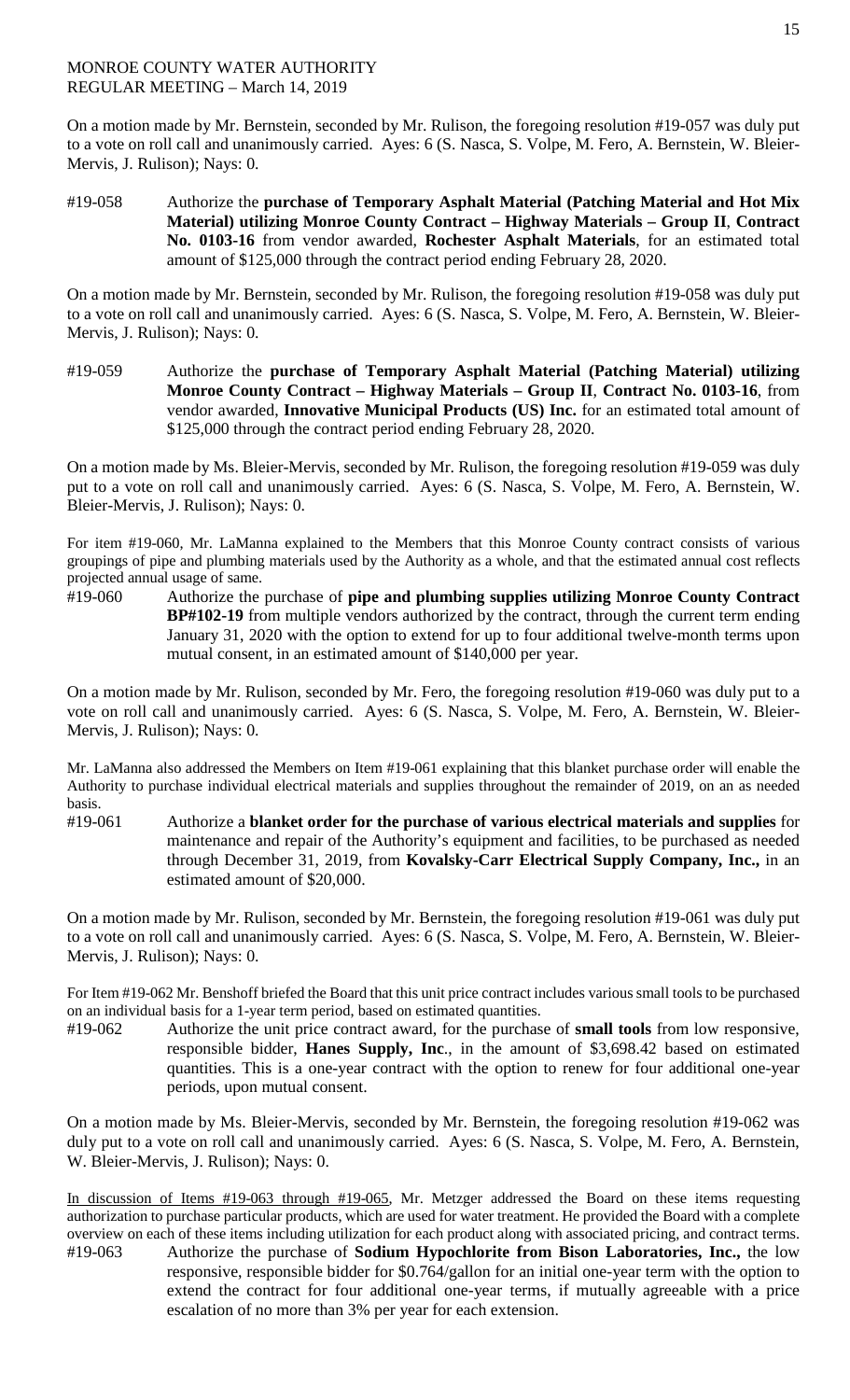MONROE COUNTY WATER AUTHORITY
REGULAR MEETING – March 14, 2019

On a motion made by Mr. Bernstein, seconded by Mr. Rulison, the foregoing resolution #19-057 was duly put to a vote on roll call and unanimously carried. Ayes: 6 (S. Nasca, S. Volpe, M. Fero, A. Bernstein, W. Bleier-Mervis, J. Rulison); Nays: 0.

#19-058 Authorize the **purchase of Temporary Asphalt Material (Patching Material and Hot Mix Material) utilizing Monroe County Contract – Highway Materials – Group II**, **Contract No. 0103-16** from vendor awarded, **Rochester Asphalt Materials**, for an estimated total amount of $125,000 through the contract period ending February 28, 2020.

On a motion made by Mr. Bernstein, seconded by Mr. Rulison, the foregoing resolution #19-058 was duly put to a vote on roll call and unanimously carried. Ayes: 6 (S. Nasca, S. Volpe, M. Fero, A. Bernstein, W. Bleier-Mervis, J. Rulison); Nays: 0.

#19-059 Authorize the **purchase of Temporary Asphalt Material (Patching Material) utilizing Monroe County Contract – Highway Materials – Group II**, **Contract No. 0103-16**, from vendor awarded, **Innovative Municipal Products (US) Inc.** for an estimated total amount of $125,000 through the contract period ending February 28, 2020.

On a motion made by Ms. Bleier-Mervis, seconded by Mr. Rulison, the foregoing resolution #19-059 was duly put to a vote on roll call and unanimously carried. Ayes: 6 (S. Nasca, S. Volpe, M. Fero, A. Bernstein, W. Bleier-Mervis, J. Rulison); Nays: 0.

For item #19-060, Mr. LaManna explained to the Members that this Monroe County contract consists of various groupings of pipe and plumbing materials used by the Authority as a whole, and that the estimated annual cost reflects projected annual usage of same.

#19-060 Authorize the purchase of **pipe and plumbing supplies utilizing Monroe County Contract BP#102-19** from multiple vendors authorized by the contract, through the current term ending January 31, 2020 with the option to extend for up to four additional twelve-month terms upon mutual consent, in an estimated amount of $140,000 per year.

On a motion made by Mr. Rulison, seconded by Mr. Fero, the foregoing resolution #19-060 was duly put to a vote on roll call and unanimously carried. Ayes: 6 (S. Nasca, S. Volpe, M. Fero, A. Bernstein, W. Bleier-Mervis, J. Rulison); Nays: 0.

Mr. LaManna also addressed the Members on Item #19-061 explaining that this blanket purchase order will enable the Authority to purchase individual electrical materials and supplies throughout the remainder of 2019, on an as needed basis.

#19-061 Authorize a **blanket order for the purchase of various electrical materials and supplies** for maintenance and repair of the Authority's equipment and facilities, to be purchased as needed through December 31, 2019, from **Kovalsky-Carr Electrical Supply Company, Inc.,** in an estimated amount of $20,000.

On a motion made by Mr. Rulison, seconded by Mr. Bernstein, the foregoing resolution #19-061 was duly put to a vote on roll call and unanimously carried. Ayes: 6 (S. Nasca, S. Volpe, M. Fero, A. Bernstein, W. Bleier-Mervis, J. Rulison); Nays: 0.

For Item #19-062 Mr. Benshoff briefed the Board that this unit price contract includes various small tools to be purchased on an individual basis for a 1-year term period, based on estimated quantities.

#19-062 Authorize the unit price contract award, for the purchase of **small tools** from low responsive, responsible bidder, **Hanes Supply, Inc**., in the amount of $3,698.42 based on estimated quantities. This is a one-year contract with the option to renew for four additional one-year periods, upon mutual consent.

On a motion made by Ms. Bleier-Mervis, seconded by Mr. Bernstein, the foregoing resolution #19-062 was duly put to a vote on roll call and unanimously carried. Ayes: 6 (S. Nasca, S. Volpe, M. Fero, A. Bernstein, W. Bleier-Mervis, J. Rulison); Nays: 0.

In discussion of Items #19-063 through #19-065, Mr. Metzger addressed the Board on these items requesting authorization to purchase particular products, which are used for water treatment. He provided the Board with a complete overview on each of these items including utilization for each product along with associated pricing, and contract terms.

#19-063 Authorize the purchase of **Sodium Hypochlorite from Bison Laboratories, Inc.,** the low responsive, responsible bidder for $0.764/gallon for an initial one-year term with the option to extend the contract for four additional one-year terms, if mutually agreeable with a price escalation of no more than 3% per year for each extension.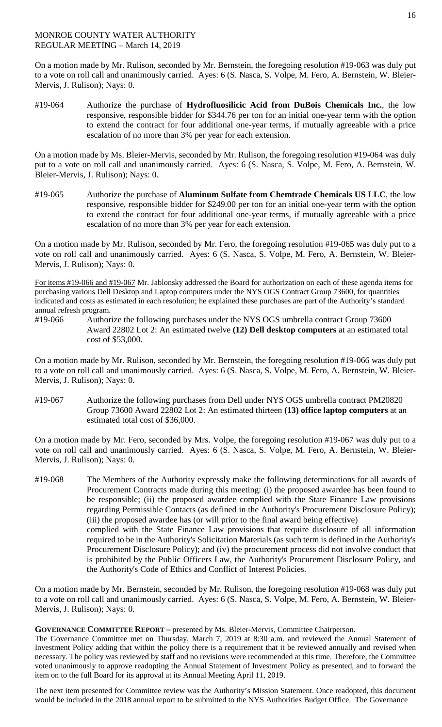MONROE COUNTY WATER AUTHORITY
REGULAR MEETING – March 14, 2019

On a motion made by Mr. Rulison, seconded by Mr. Bernstein, the foregoing resolution #19-063 was duly put to a vote on roll call and unanimously carried. Ayes: 6 (S. Nasca, S. Volpe, M. Fero, A. Bernstein, W. Bleier-Mervis, J. Rulison); Nays: 0.

#19-064 Authorize the purchase of **Hydrofluosilicic Acid from DuBois Chemicals Inc.**, the low responsive, responsible bidder for $344.76 per ton for an initial one-year term with the option to extend the contract for four additional one-year terms, if mutually agreeable with a price escalation of no more than 3% per year for each extension.

On a motion made by Ms. Bleier-Mervis, seconded by Mr. Rulison, the foregoing resolution #19-064 was duly put to a vote on roll call and unanimously carried. Ayes: 6 (S. Nasca, S. Volpe, M. Fero, A. Bernstein, W. Bleier-Mervis, J. Rulison); Nays: 0.

#19-065 Authorize the purchase of **Aluminum Sulfate from Chemtrade Chemicals US LLC**, the low responsive, responsible bidder for $249.00 per ton for an initial one-year term with the option to extend the contract for four additional one-year terms, if mutually agreeable with a price escalation of no more than 3% per year for each extension.

On a motion made by Mr. Rulison, seconded by Mr. Fero, the foregoing resolution #19-065 was duly put to a vote on roll call and unanimously carried. Ayes: 6 (S. Nasca, S. Volpe, M. Fero, A. Bernstein, W. Bleier-Mervis, J. Rulison); Nays: 0.

For items #19-066 and #19-067 Mr. Jablonsky addressed the Board for authorization on each of these agenda items for purchasing various Dell Desktop and Laptop computers under the NYS OGS Contract Group 73600, for quantities indicated and costs as estimated in each resolution; he explained these purchases are part of the Authority's standard annual refresh program.

#19-066 Authorize the following purchases under the NYS OGS umbrella contract Group 73600 Award 22802 Lot 2: An estimated twelve **(12) Dell desktop computers** at an estimated total cost of $53,000.

On a motion made by Mr. Rulison, seconded by Mr. Bernstein, the foregoing resolution #19-066 was duly put to a vote on roll call and unanimously carried. Ayes: 6 (S. Nasca, S. Volpe, M. Fero, A. Bernstein, W. Bleier-Mervis, J. Rulison); Nays: 0.

#19-067 Authorize the following purchases from Dell under NYS OGS umbrella contract PM20820 Group 73600 Award 22802 Lot 2: An estimated thirteen **(13) office laptop computers** at an estimated total cost of $36,000.

On a motion made by Mr. Fero, seconded by Mrs. Volpe, the foregoing resolution #19-067 was duly put to a vote on roll call and unanimously carried. Ayes: 6 (S. Nasca, S. Volpe, M. Fero, A. Bernstein, W. Bleier-Mervis, J. Rulison); Nays: 0.

#19-068 The Members of the Authority expressly make the following determinations for all awards of Procurement Contracts made during this meeting: (i) the proposed awardee has been found to be responsible; (ii) the proposed awardee complied with the State Finance Law provisions regarding Permissible Contacts (as defined in the Authority's Procurement Disclosure Policy); (iii) the proposed awardee has (or will prior to the final award being effective) complied with the State Finance Law provisions that require disclosure of all information required to be in the Authority's Solicitation Materials (as such term is defined in the Authority's Procurement Disclosure Policy); and (iv) the procurement process did not involve conduct that is prohibited by the Public Officers Law, the Authority's Procurement Disclosure Policy, and the Authority's Code of Ethics and Conflict of Interest Policies.

On a motion made by Mr. Bernstein, seconded by Mr. Rulison, the foregoing resolution #19-068 was duly put to a vote on roll call and unanimously carried. Ayes: 6 (S. Nasca, S. Volpe, M. Fero, A. Bernstein, W. Bleier-Mervis, J. Rulison); Nays: 0.

**GOVERNANCE COMMITTEE REPORT –** presented by Ms. Bleier-Mervis, Committee Chairperson.

The Governance Committee met on Thursday, March 7, 2019 at 8:30 a.m. and reviewed the Annual Statement of Investment Policy adding that within the policy there is a requirement that it be reviewed annually and revised when necessary. The policy was reviewed by staff and no revisions were recommended at this time. Therefore, the Committee voted unanimously to approve readopting the Annual Statement of Investment Policy as presented, and to forward the item on to the full Board for its approval at its Annual Meeting April 11, 2019.

The next item presented for Committee review was the Authority's Mission Statement. Once readopted, this document would be included in the 2018 annual report to be submitted to the NYS Authorities Budget Office. The Governance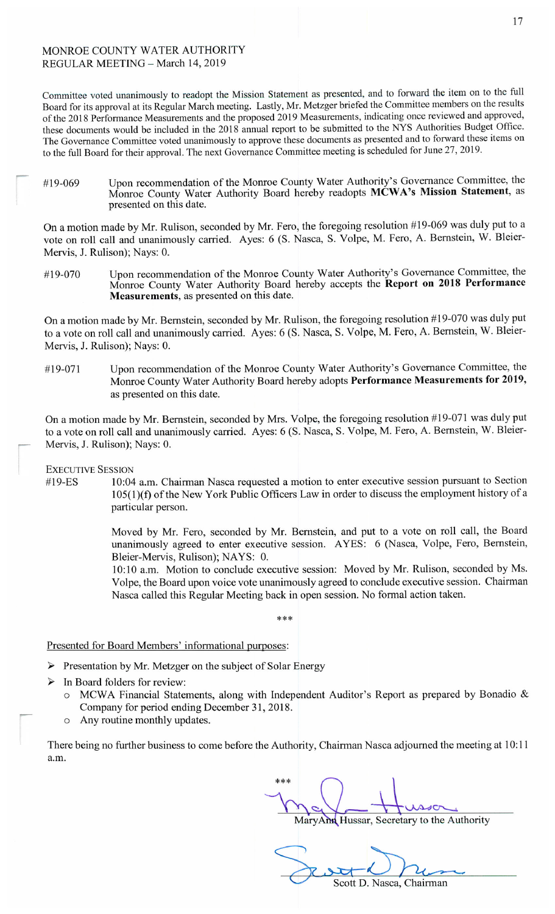MONROE COUNTY WATER AUTHORITY
REGULAR MEETING – March 14, 2019

Committee voted unanimously to readopt the Mission Statement as presented, and to forward the item on to the full Board for its approval at its Regular March meeting. Lastly, Mr. Metzger briefed the Committee members on the results of the 2018 Performance Measurements and the proposed 2019 Measurements, indicating once reviewed and approved, these documents would be included in the 2018 annual report to be submitted to the NYS Authorities Budget Office. The Governance Committee voted unanimously to approve these documents as presented and to forward these items on to the full Board for their approval. The next Governance Committee meeting is scheduled for June 27, 2019.

#19-069 Upon recommendation of the Monroe County Water Authority's Governance Committee, the Monroe County Water Authority Board hereby readopts **MCWA's Mission Statement**, as presented on this date.

On a motion made by Mr. Rulison, seconded by Mr. Fero, the foregoing resolution #19-069 was duly put to a vote on roll call and unanimously carried. Ayes: 6 (S. Nasca, S. Volpe, M. Fero, A. Bernstein, W. Bleier-Mervis, J. Rulison); Nays: 0.

#19-070 Upon recommendation of the Monroe County Water Authority's Governance Committee, the Monroe County Water Authority Board hereby accepts the **Report on 2018 Performance Measurements**, as presented on this date.

On a motion made by Mr. Bernstein, seconded by Mr. Rulison, the foregoing resolution #19-070 was duly put to a vote on roll call and unanimously carried. Ayes: 6 (S. Nasca, S. Volpe, M. Fero, A. Bernstein, W. Bleier-Mervis, J. Rulison); Nays: 0.

#19-071 Upon recommendation of the Monroe County Water Authority's Governance Committee, the Monroe County Water Authority Board hereby adopts **Performance Measurements for 2019**, as presented on this date.

On a motion made by Mr. Bernstein, seconded by Mrs. Volpe, the foregoing resolution #19-071 was duly put to a vote on roll call and unanimously carried. Ayes: 6 (S. Nasca, S. Volpe, M. Fero, A. Bernstein, W. Bleier-Mervis, J. Rulison); Nays: 0.

EXECUTIVE SESSION

#19-ES 10:04 a.m. Chairman Nasca requested a motion to enter executive session pursuant to Section 105(1)(f) of the New York Public Officers Law in order to discuss the employment history of a particular person.

Moved by Mr. Fero, seconded by Mr. Bernstein, and put to a vote on roll call, the Board unanimously agreed to enter executive session. AYES: 6 (Nasca, Volpe, Fero, Bernstein, Bleier-Mervis, Rulison); NAYS: 0.

10:10 a.m. Motion to conclude executive session: Moved by Mr. Rulison, seconded by Ms. Volpe, the Board upon voice vote unanimously agreed to conclude executive session. Chairman Nasca called this Regular Meeting back in open session. No formal action taken.

\*\*\*

<u>Presented for Board Members' informational purposes</u>:

- Presentation by Mr. Metzger on the subject of Solar Energy
- In Board folders for review:
  - MCWA Financial Statements, along with Independent Auditor's Report as prepared by Bonadio & Company for period ending December 31, 2018.
  - Any routine monthly updates.

There being no further business to come before the Authority, Chairman Nasca adjourned the meeting at 10:11 a.m.

\*\*\*

MaryAnn Hussar, Secretary to the Authority

Scott D. Nasca, Chairman